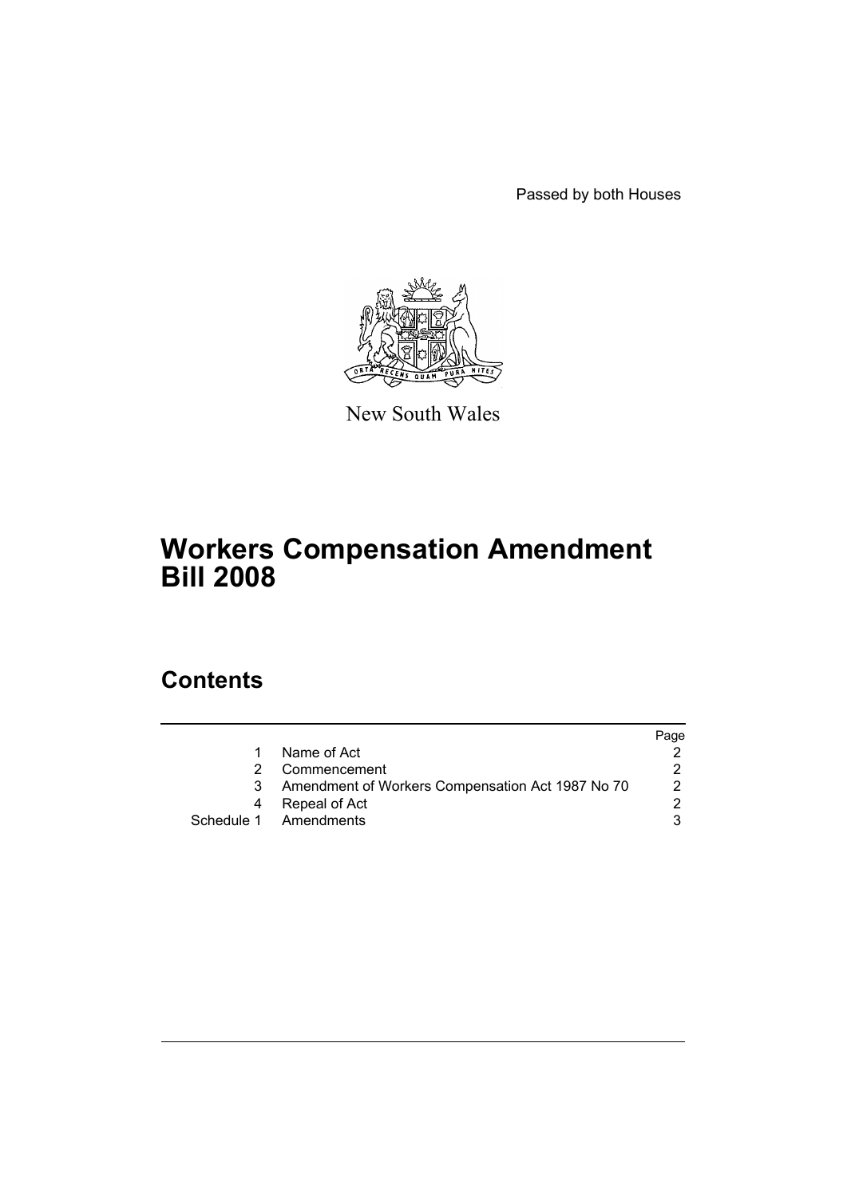Passed by both Houses

New South Wales

# Workers Compensation Amendment Bill 2008

## Contents

| | | Page |
|---|---|---|
| 1 | Name of Act | 2 |
| 2 | Commencement | 2 |
| 3 | Amendment of Workers Compensation Act 1987 No 70 | 2 |
| 4 | Repeal of Act | 2 |
| Schedule 1 | Amendments | 3 |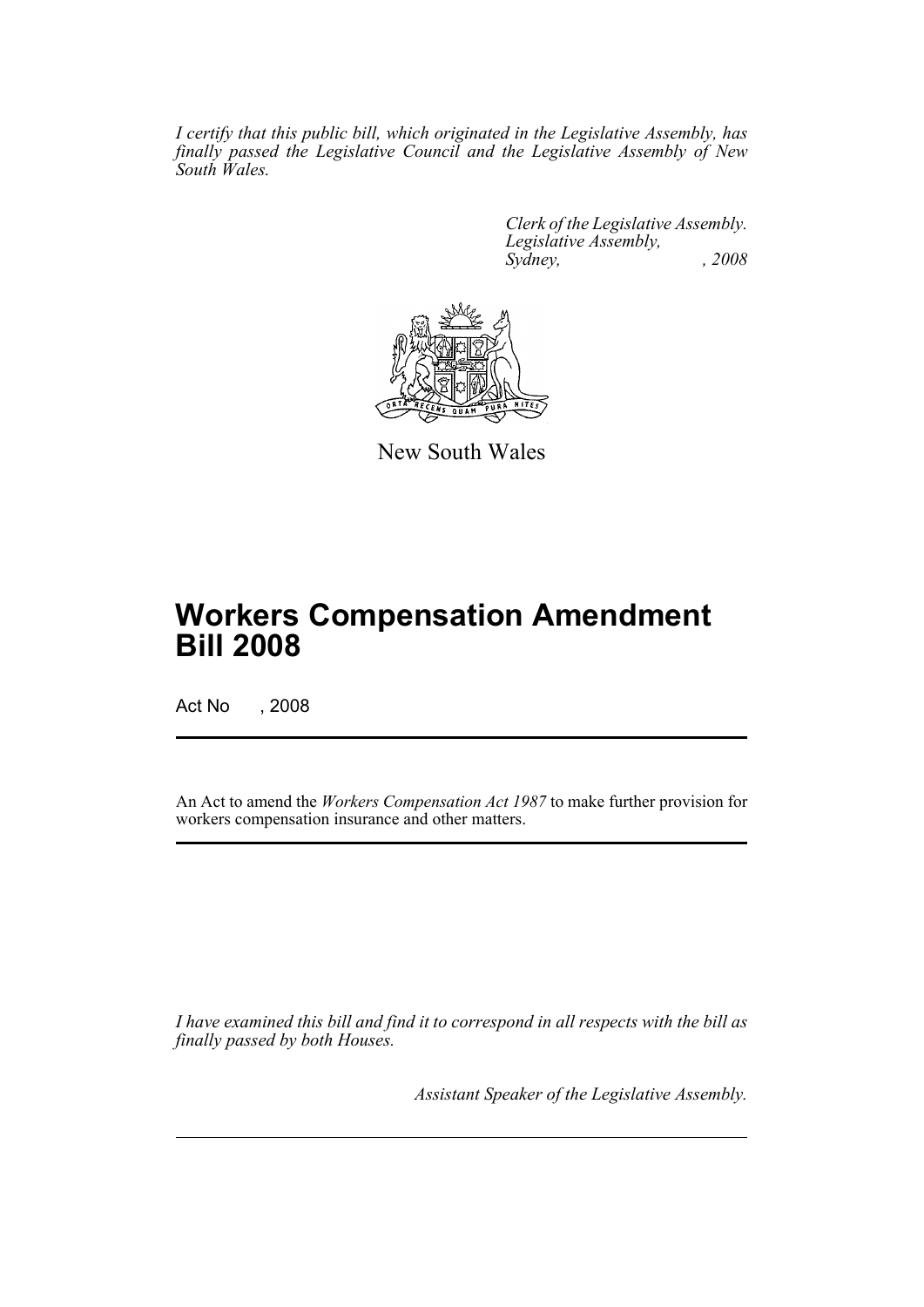*I certify that this public bill, which originated in the Legislative Assembly, has finally passed the Legislative Council and the Legislative Assembly of New South Wales.*

*Clerk of the Legislative Assembly.*
*Legislative Assembly,*
*Sydney, , 2008*

New South Wales

# Workers Compensation Amendment Bill 2008

Act No , 2008

An Act to amend the *Workers Compensation Act 1987* to make further provision for workers compensation insurance and other matters.

*I have examined this bill and find it to correspond in all respects with the bill as finally passed by both Houses.*

*Assistant Speaker of the Legislative Assembly.*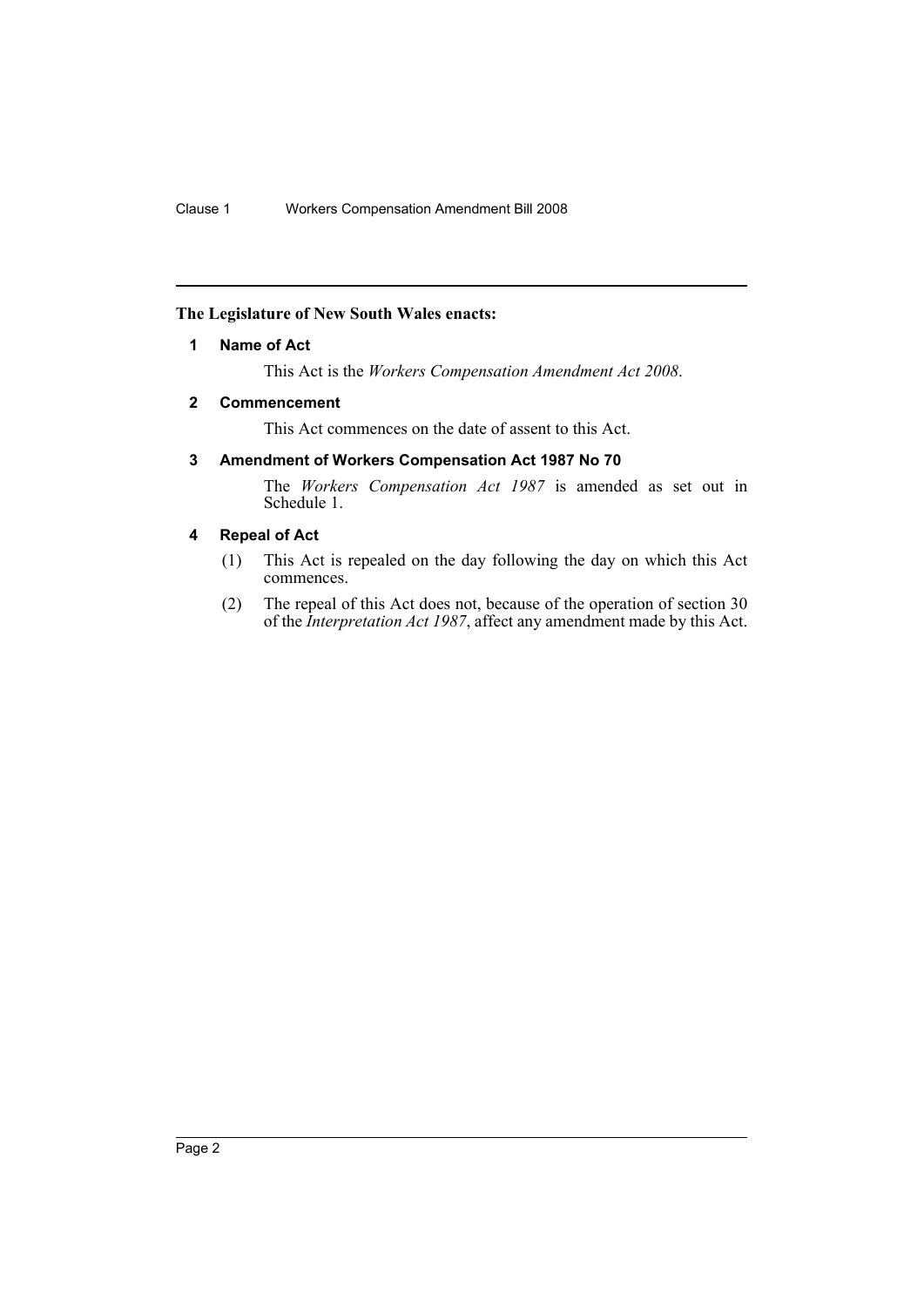**The Legislature of New South Wales enacts:**

## 1 Name of Act

This Act is the *Workers Compensation Amendment Act 2008*.

## 2 Commencement

This Act commences on the date of assent to this Act.

## 3 Amendment of Workers Compensation Act 1987 No 70

The *Workers Compensation Act 1987* is amended as set out in Schedule 1.

## 4 Repeal of Act

(1) This Act is repealed on the day following the day on which this Act commences.

(2) The repeal of this Act does not, because of the operation of section 30 of the *Interpretation Act 1987*, affect any amendment made by this Act.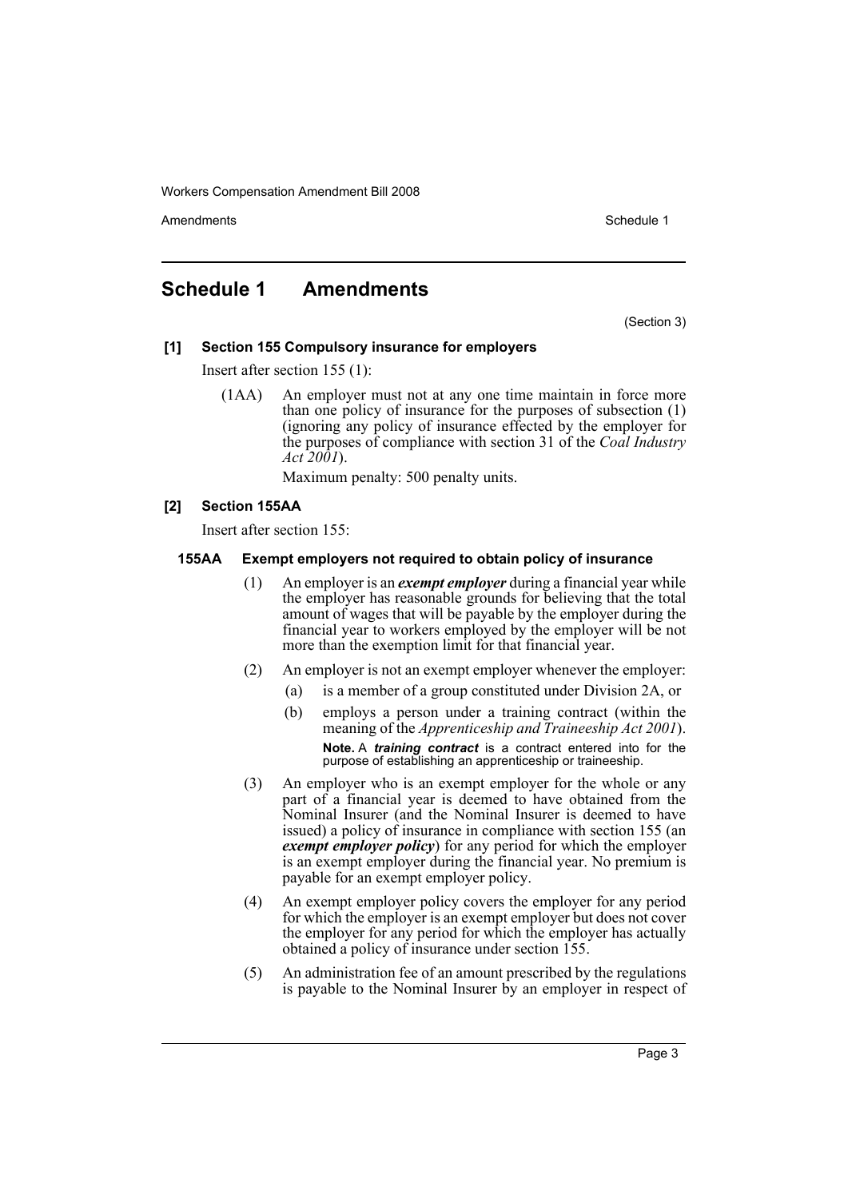## Schedule 1 Amendments

(Section 3)

**[1] Section 155 Compulsory insurance for employers**

Insert after section 155 (1):

(1AA) An employer must not at any one time maintain in force more than one policy of insurance for the purposes of subsection (1) (ignoring any policy of insurance effected by the employer for the purposes of compliance with section 31 of the *Coal Industry Act 2001*).

Maximum penalty: 500 penalty units.

**[2] Section 155AA**

Insert after section 155:

**155AA Exempt employers not required to obtain policy of insurance**

(1) An employer is an ***exempt employer*** during a financial year while the employer has reasonable grounds for believing that the total amount of wages that will be payable by the employer during the financial year to workers employed by the employer will be not more than the exemption limit for that financial year.

(2) An employer is not an exempt employer whenever the employer:

(a) is a member of a group constituted under Division 2A, or

(b) employs a person under a training contract (within the meaning of the *Apprenticeship and Traineeship Act 2001*).

**Note.** A ***training contract*** is a contract entered into for the purpose of establishing an apprenticeship or traineeship.

(3) An employer who is an exempt employer for the whole or any part of a financial year is deemed to have obtained from the Nominal Insurer (and the Nominal Insurer is deemed to have issued) a policy of insurance in compliance with section 155 (an ***exempt employer policy***) for any period for which the employer is an exempt employer during the financial year. No premium is payable for an exempt employer policy.

(4) An exempt employer policy covers the employer for any period for which the employer is an exempt employer but does not cover the employer for any period for which the employer has actually obtained a policy of insurance under section 155.

(5) An administration fee of an amount prescribed by the regulations is payable to the Nominal Insurer by an employer in respect of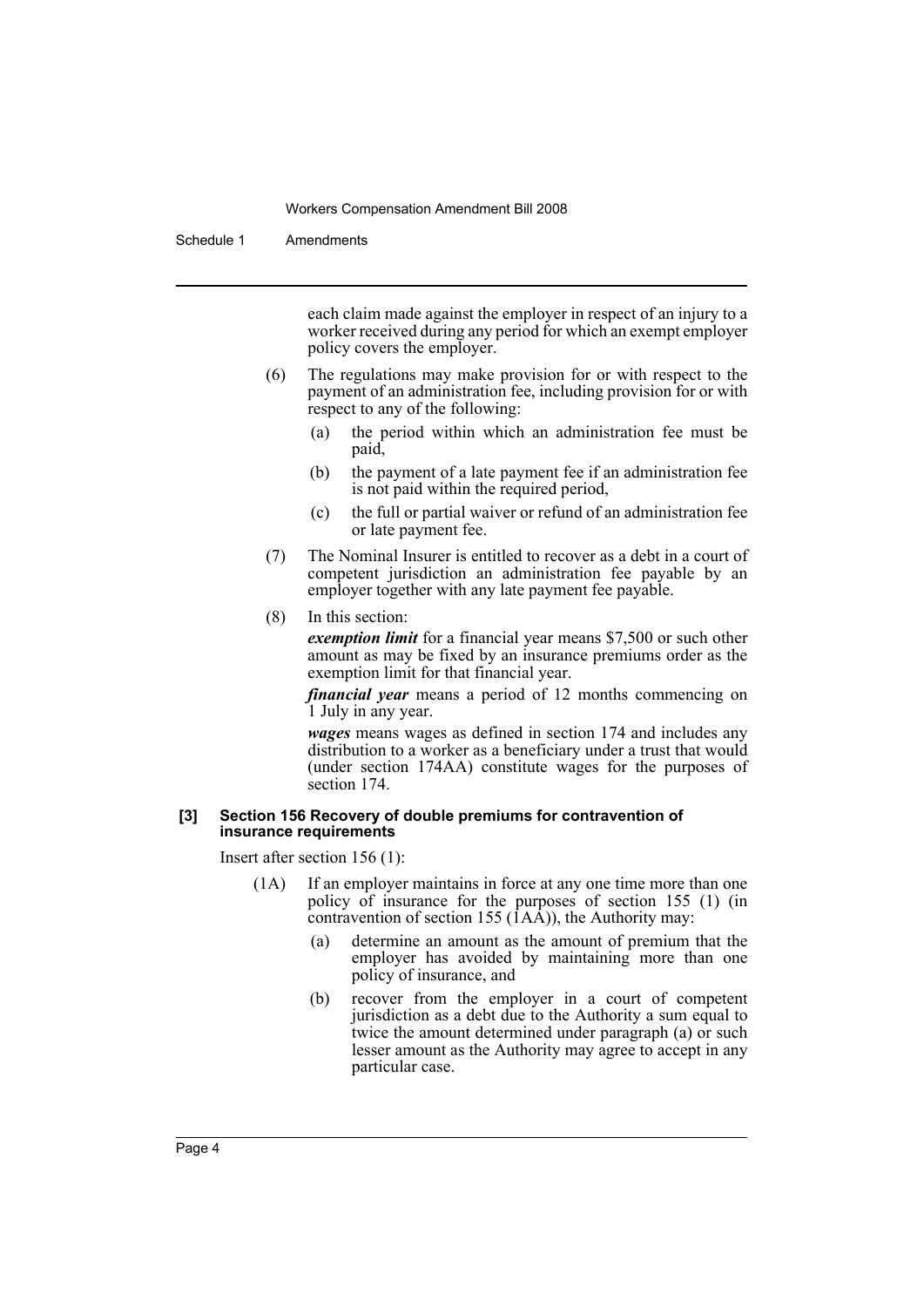each claim made against the employer in respect of an injury to a worker received during any period for which an exempt employer policy covers the employer.

(6) The regulations may make provision for or with respect to the payment of an administration fee, including provision for or with respect to any of the following:

(a) the period within which an administration fee must be paid,

(b) the payment of a late payment fee if an administration fee is not paid within the required period,

(c) the full or partial waiver or refund of an administration fee or late payment fee.

(7) The Nominal Insurer is entitled to recover as a debt in a court of competent jurisdiction an administration fee payable by an employer together with any late payment fee payable.

(8) In this section:

***exemption limit*** for a financial year means $7,500 or such other amount as may be fixed by an insurance premiums order as the exemption limit for that financial year.

***financial year*** means a period of 12 months commencing on 1 July in any year.

***wages*** means wages as defined in section 174 and includes any distribution to a worker as a beneficiary under a trust that would (under section 174AA) constitute wages for the purposes of section 174.

**[3] Section 156 Recovery of double premiums for contravention of insurance requirements**

Insert after section 156 (1):

(1A) If an employer maintains in force at any one time more than one policy of insurance for the purposes of section 155 (1) (in contravention of section 155 (1AA)), the Authority may:

(a) determine an amount as the amount of premium that the employer has avoided by maintaining more than one policy of insurance, and

(b) recover from the employer in a court of competent jurisdiction as a debt due to the Authority a sum equal to twice the amount determined under paragraph (a) or such lesser amount as the Authority may agree to accept in any particular case.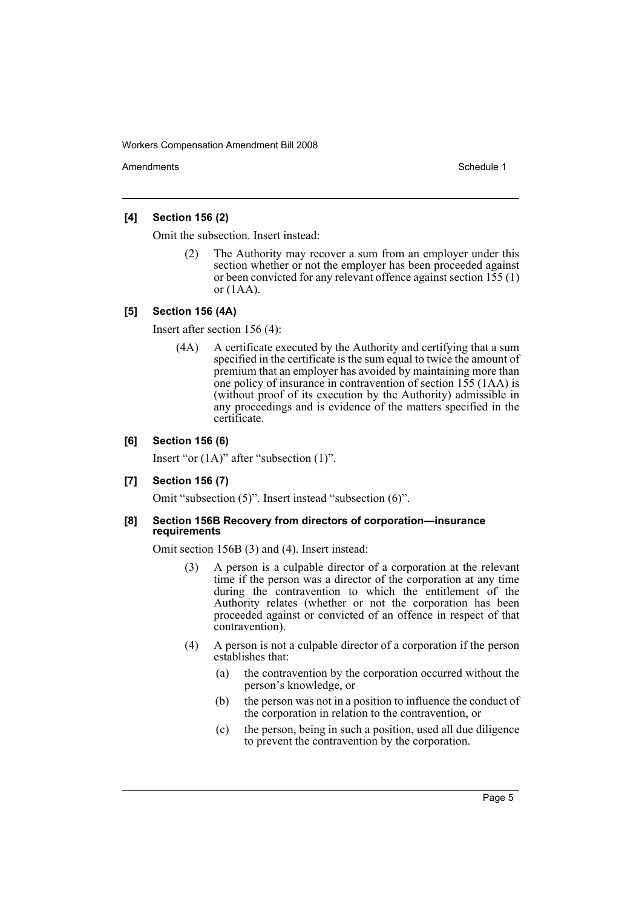**[4] Section 156 (2)**

Omit the subsection. Insert instead:

> (2) The Authority may recover a sum from an employer under this section whether or not the employer has been proceeded against or been convicted for any relevant offence against section 155 (1) or (1AA).

**[5] Section 156 (4A)**

Insert after section 156 (4):

> (4A) A certificate executed by the Authority and certifying that a sum specified in the certificate is the sum equal to twice the amount of premium that an employer has avoided by maintaining more than one policy of insurance in contravention of section 155 (1AA) is (without proof of its execution by the Authority) admissible in any proceedings and is evidence of the matters specified in the certificate.

**[6] Section 156 (6)**

Insert "or (1A)" after "subsection (1)".

**[7] Section 156 (7)**

Omit "subsection (5)". Insert instead "subsection (6)".

**[8] Section 156B Recovery from directors of corporation—insurance requirements**

Omit section 156B (3) and (4). Insert instead:

> (3) A person is a culpable director of a corporation at the relevant time if the person was a director of the corporation at any time during the contravention to which the entitlement of the Authority relates (whether or not the corporation has been proceeded against or convicted of an offence in respect of that contravention).
>
> (4) A person is not a culpable director of a corporation if the person establishes that:
>
> (a) the contravention by the corporation occurred without the person's knowledge, or
>
> (b) the person was not in a position to influence the conduct of the corporation in relation to the contravention, or
>
> (c) the person, being in such a position, used all due diligence to prevent the contravention by the corporation.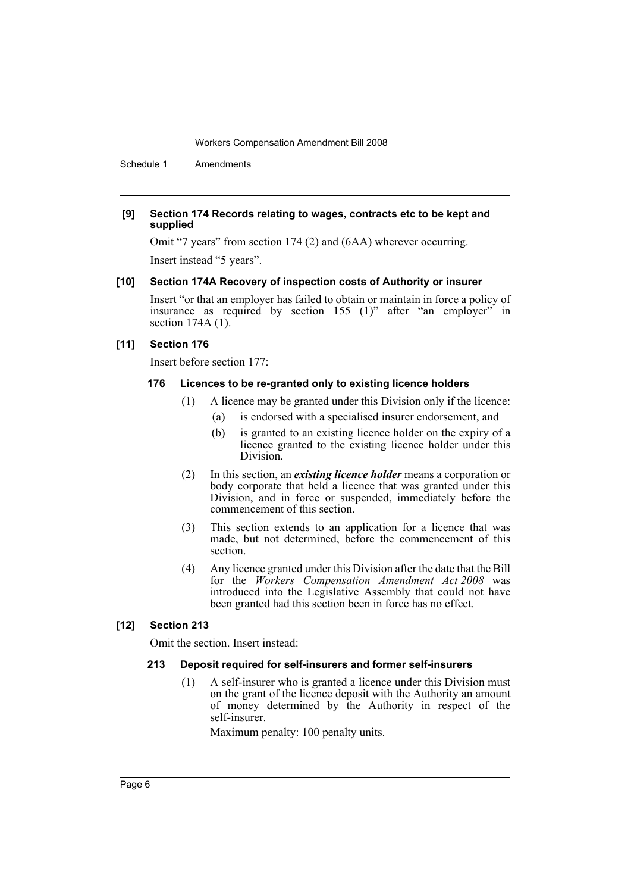**[9] Section 174 Records relating to wages, contracts etc to be kept and supplied**

Omit "7 years" from section 174 (2) and (6AA) wherever occurring.

Insert instead "5 years".

**[10] Section 174A Recovery of inspection costs of Authority or insurer**

Insert "or that an employer has failed to obtain or maintain in force a policy of insurance as required by section 155 (1)" after "an employer" in section 174A (1).

**[11] Section 176**

Insert before section 177:

**176 Licences to be re-granted only to existing licence holders**

(1) A licence may be granted under this Division only if the licence:

(a) is endorsed with a specialised insurer endorsement, and

(b) is granted to an existing licence holder on the expiry of a licence granted to the existing licence holder under this Division.

(2) In this section, an ***existing licence holder*** means a corporation or body corporate that held a licence that was granted under this Division, and in force or suspended, immediately before the commencement of this section.

(3) This section extends to an application for a licence that was made, but not determined, before the commencement of this section.

(4) Any licence granted under this Division after the date that the Bill for the *Workers Compensation Amendment Act 2008* was introduced into the Legislative Assembly that could not have been granted had this section been in force has no effect.

**[12] Section 213**

Omit the section. Insert instead:

**213 Deposit required for self-insurers and former self-insurers**

(1) A self-insurer who is granted a licence under this Division must on the grant of the licence deposit with the Authority an amount of money determined by the Authority in respect of the self-insurer.

Maximum penalty: 100 penalty units.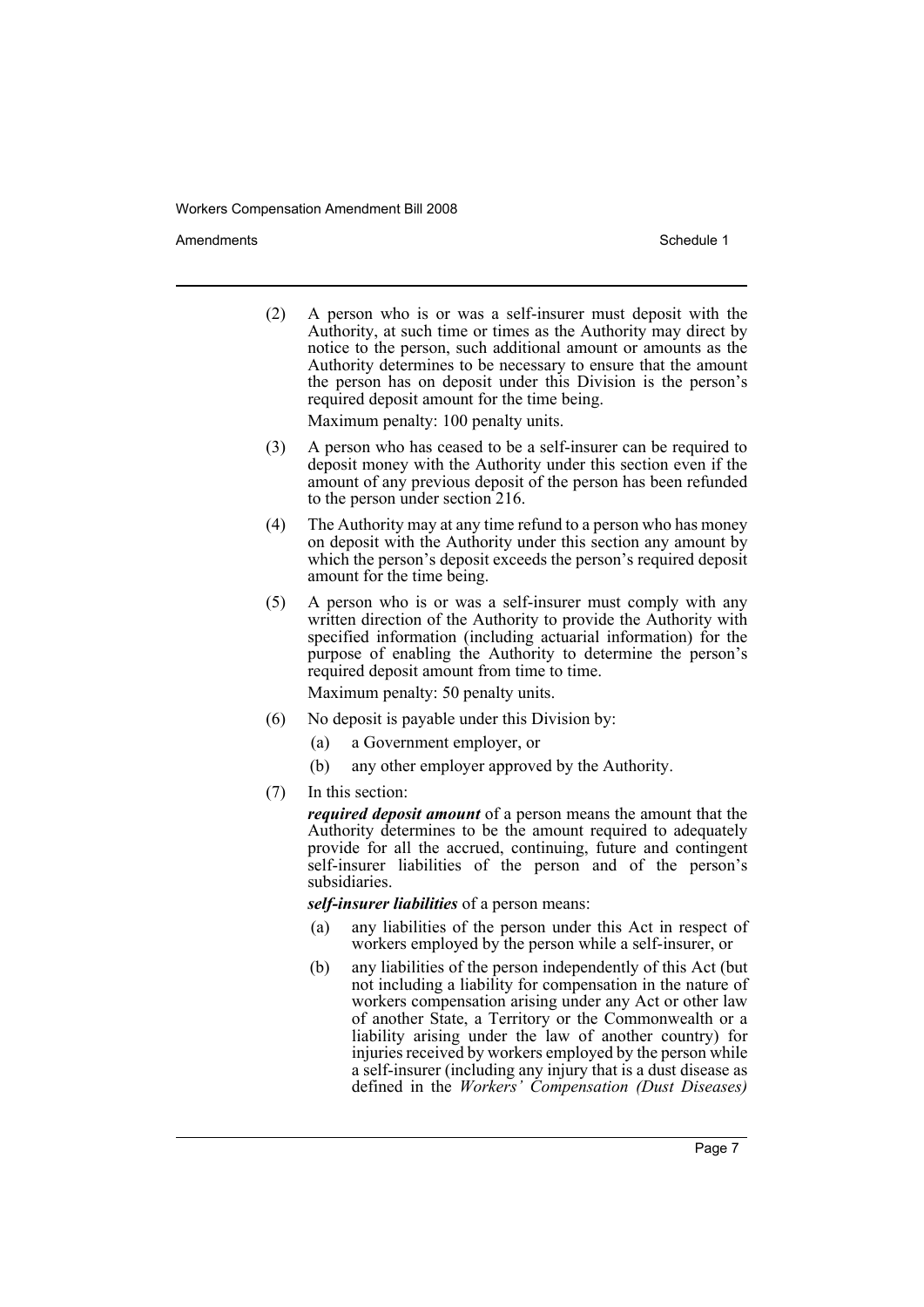(2) A person who is or was a self-insurer must deposit with the Authority, at such time or times as the Authority may direct by notice to the person, such additional amount or amounts as the Authority determines to be necessary to ensure that the amount the person has on deposit under this Division is the person's required deposit amount for the time being.

Maximum penalty: 100 penalty units.

(3) A person who has ceased to be a self-insurer can be required to deposit money with the Authority under this section even if the amount of any previous deposit of the person has been refunded to the person under section 216.

(4) The Authority may at any time refund to a person who has money on deposit with the Authority under this section any amount by which the person's deposit exceeds the person's required deposit amount for the time being.

(5) A person who is or was a self-insurer must comply with any written direction of the Authority to provide the Authority with specified information (including actuarial information) for the purpose of enabling the Authority to determine the person's required deposit amount from time to time.

Maximum penalty: 50 penalty units.

(6) No deposit is payable under this Division by:

(a) a Government employer, or

(b) any other employer approved by the Authority.

(7) In this section:

***required deposit amount*** of a person means the amount that the Authority determines to be the amount required to adequately provide for all the accrued, continuing, future and contingent self-insurer liabilities of the person and of the person's subsidiaries.

***self-insurer liabilities*** of a person means:

(a) any liabilities of the person under this Act in respect of workers employed by the person while a self-insurer, or

(b) any liabilities of the person independently of this Act (but not including a liability for compensation in the nature of workers compensation arising under any Act or other law of another State, a Territory or the Commonwealth or a liability arising under the law of another country) for injuries received by workers employed by the person while a self-insurer (including any injury that is a dust disease as defined in the *Workers' Compensation (Dust Diseases)*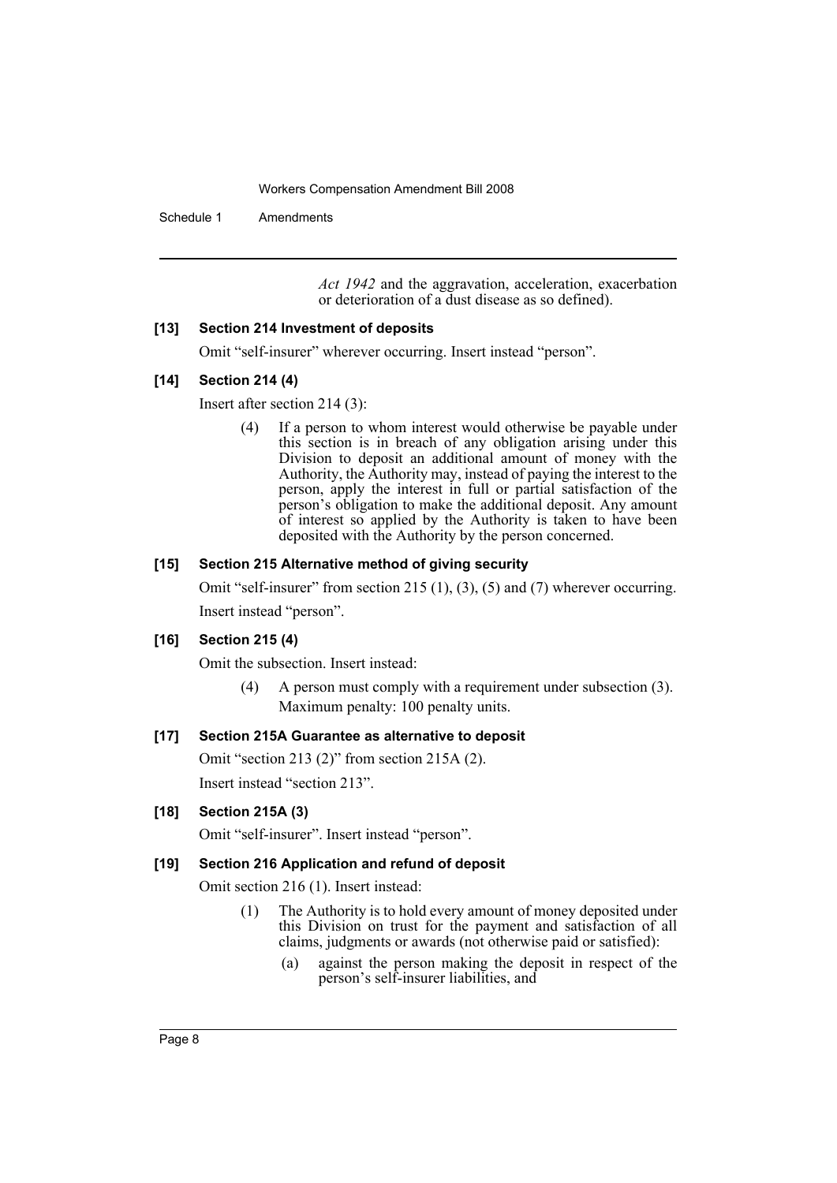*Act 1942* and the aggravation, acceleration, exacerbation or deterioration of a dust disease as so defined).

**[13] Section 214 Investment of deposits**

Omit "self-insurer" wherever occurring. Insert instead "person".

**[14] Section 214 (4)**

Insert after section 214 (3):

> (4) If a person to whom interest would otherwise be payable under this section is in breach of any obligation arising under this Division to deposit an additional amount of money with the Authority, the Authority may, instead of paying the interest to the person, apply the interest in full or partial satisfaction of the person's obligation to make the additional deposit. Any amount of interest so applied by the Authority is taken to have been deposited with the Authority by the person concerned.

**[15] Section 215 Alternative method of giving security**

Omit "self-insurer" from section 215 (1), (3), (5) and (7) wherever occurring. Insert instead "person".

**[16] Section 215 (4)**

Omit the subsection. Insert instead:

> (4) A person must comply with a requirement under subsection (3).
>
> Maximum penalty: 100 penalty units.

**[17] Section 215A Guarantee as alternative to deposit**

Omit "section 213 (2)" from section 215A (2).

Insert instead "section 213".

**[18] Section 215A (3)**

Omit "self-insurer". Insert instead "person".

**[19] Section 216 Application and refund of deposit**

Omit section 216 (1). Insert instead:

> (1) The Authority is to hold every amount of money deposited under this Division on trust for the payment and satisfaction of all claims, judgments or awards (not otherwise paid or satisfied):
>
> (a) against the person making the deposit in respect of the person's self-insurer liabilities, and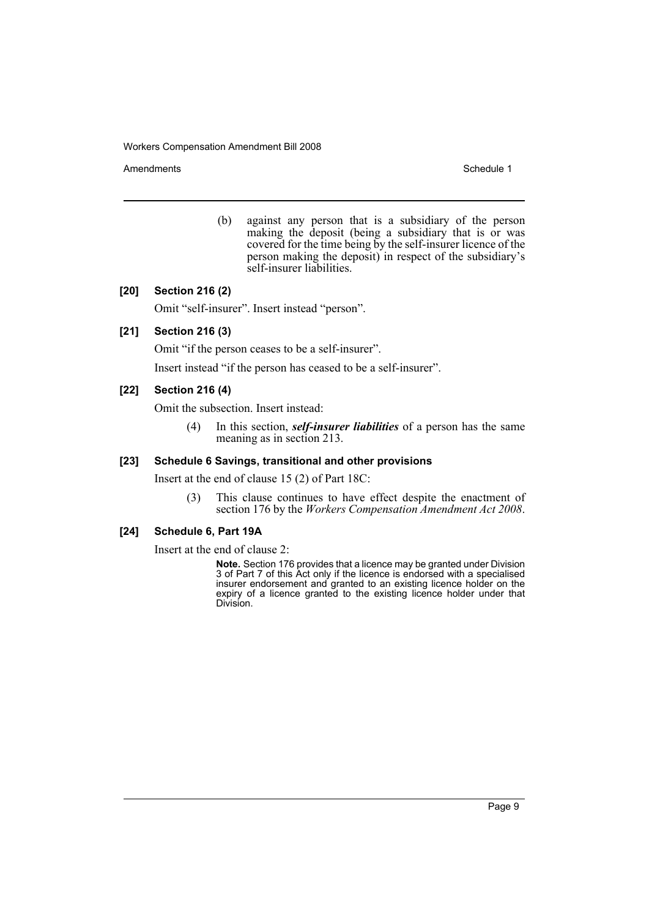(b) against any person that is a subsidiary of the person making the deposit (being a subsidiary that is or was covered for the time being by the self-insurer licence of the person making the deposit) in respect of the subsidiary's self-insurer liabilities.

### [20] Section 216 (2)

Omit "self-insurer". Insert instead "person".

### [21] Section 216 (3)

Omit "if the person ceases to be a self-insurer".

Insert instead "if the person has ceased to be a self-insurer".

### [22] Section 216 (4)

Omit the subsection. Insert instead:

(4) In this section, ***self-insurer liabilities*** of a person has the same meaning as in section 213.

### [23] Schedule 6 Savings, transitional and other provisions

Insert at the end of clause 15 (2) of Part 18C:

(3) This clause continues to have effect despite the enactment of section 176 by the *Workers Compensation Amendment Act 2008*.

### [24] Schedule 6, Part 19A

Insert at the end of clause 2:

**Note.** Section 176 provides that a licence may be granted under Division 3 of Part 7 of this Act only if the licence is endorsed with a specialised insurer endorsement and granted to an existing licence holder on the expiry of a licence granted to the existing licence holder under that Division.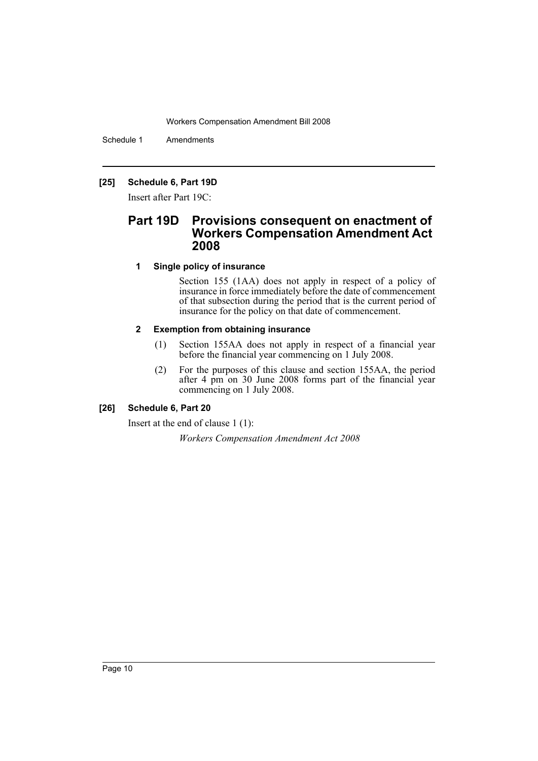### [25] Schedule 6, Part 19D

Insert after Part 19C:

## Part 19D Provisions consequent on enactment of Workers Compensation Amendment Act 2008

#### 1 Single policy of insurance

Section 155 (1AA) does not apply in respect of a policy of insurance in force immediately before the date of commencement of that subsection during the period that is the current period of insurance for the policy on that date of commencement.

#### 2 Exemption from obtaining insurance

(1) Section 155AA does not apply in respect of a financial year before the financial year commencing on 1 July 2008.

(2) For the purposes of this clause and section 155AA, the period after 4 pm on 30 June 2008 forms part of the financial year commencing on 1 July 2008.

### [26] Schedule 6, Part 20

Insert at the end of clause 1 (1):

*Workers Compensation Amendment Act 2008*